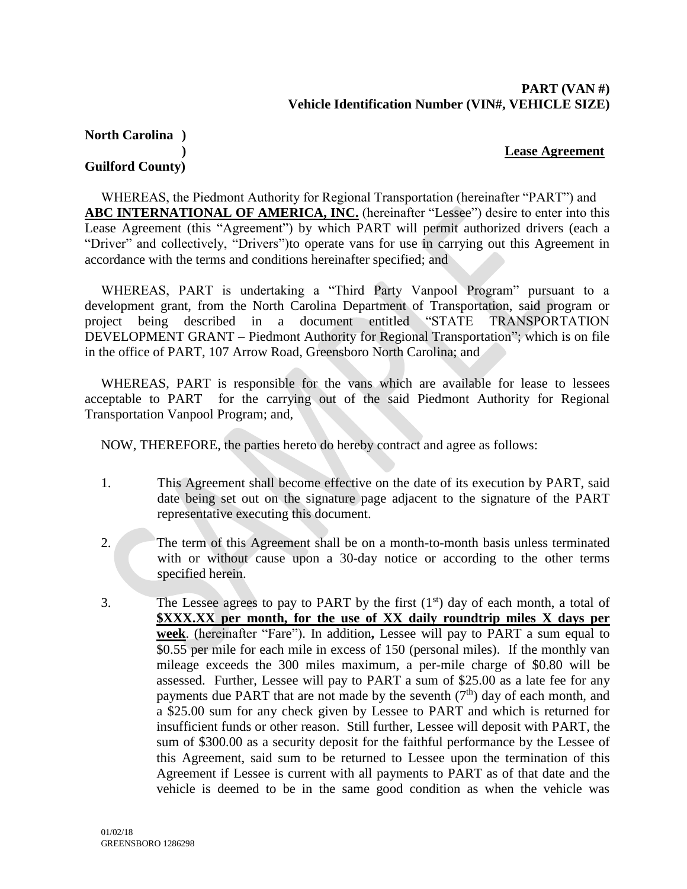**PART (VAN #)**
**Vehicle Identification Number (VIN#, VEHICLE SIZE)**

**North Carolina )**
**)** **Lease Agreement**
**Guilford County)**

WHEREAS, the Piedmont Authority for Regional Transportation (hereinafter "PART") and **ABC INTERNATIONAL OF AMERICA, INC.** (hereinafter "Lessee") desire to enter into this Lease Agreement (this "Agreement") by which PART will permit authorized drivers (each a "Driver" and collectively, "Drivers")to operate vans for use in carrying out this Agreement in accordance with the terms and conditions hereinafter specified; and

WHEREAS, PART is undertaking a "Third Party Vanpool Program" pursuant to a development grant, from the North Carolina Department of Transportation, said program or project being described in a document entitled "STATE TRANSPORTATION DEVELOPMENT GRANT – Piedmont Authority for Regional Transportation"; which is on file in the office of PART, 107 Arrow Road, Greensboro North Carolina; and

WHEREAS, PART is responsible for the vans which are available for lease to lessees acceptable to PART for the carrying out of the said Piedmont Authority for Regional Transportation Vanpool Program; and,

NOW, THEREFORE, the parties hereto do hereby contract and agree as follows:

1. This Agreement shall become effective on the date of its execution by PART, said date being set out on the signature page adjacent to the signature of the PART representative executing this document.

2. The term of this Agreement shall be on a month-to-month basis unless terminated with or without cause upon a 30-day notice or according to the other terms specified herein.

3. The Lessee agrees to pay to PART by the first (1st) day of each month, a total of **$XXX.XX per month, for the use of XX daily roundtrip miles X days per week**. (hereinafter "Fare"). In addition**,** Lessee will pay to PART a sum equal to $0.55 per mile for each mile in excess of 150 (personal miles). If the monthly van mileage exceeds the 300 miles maximum, a per-mile charge of $0.80 will be assessed. Further, Lessee will pay to PART a sum of $25.00 as a late fee for any payments due PART that are not made by the seventh (7th) day of each month, and a $25.00 sum for any check given by Lessee to PART and which is returned for insufficient funds or other reason. Still further, Lessee will deposit with PART, the sum of $300.00 as a security deposit for the faithful performance by the Lessee of this Agreement, said sum to be returned to Lessee upon the termination of this Agreement if Lessee is current with all payments to PART as of that date and the vehicle is deemed to be in the same good condition as when the vehicle was

01/02/18
GREENSBORO 1286298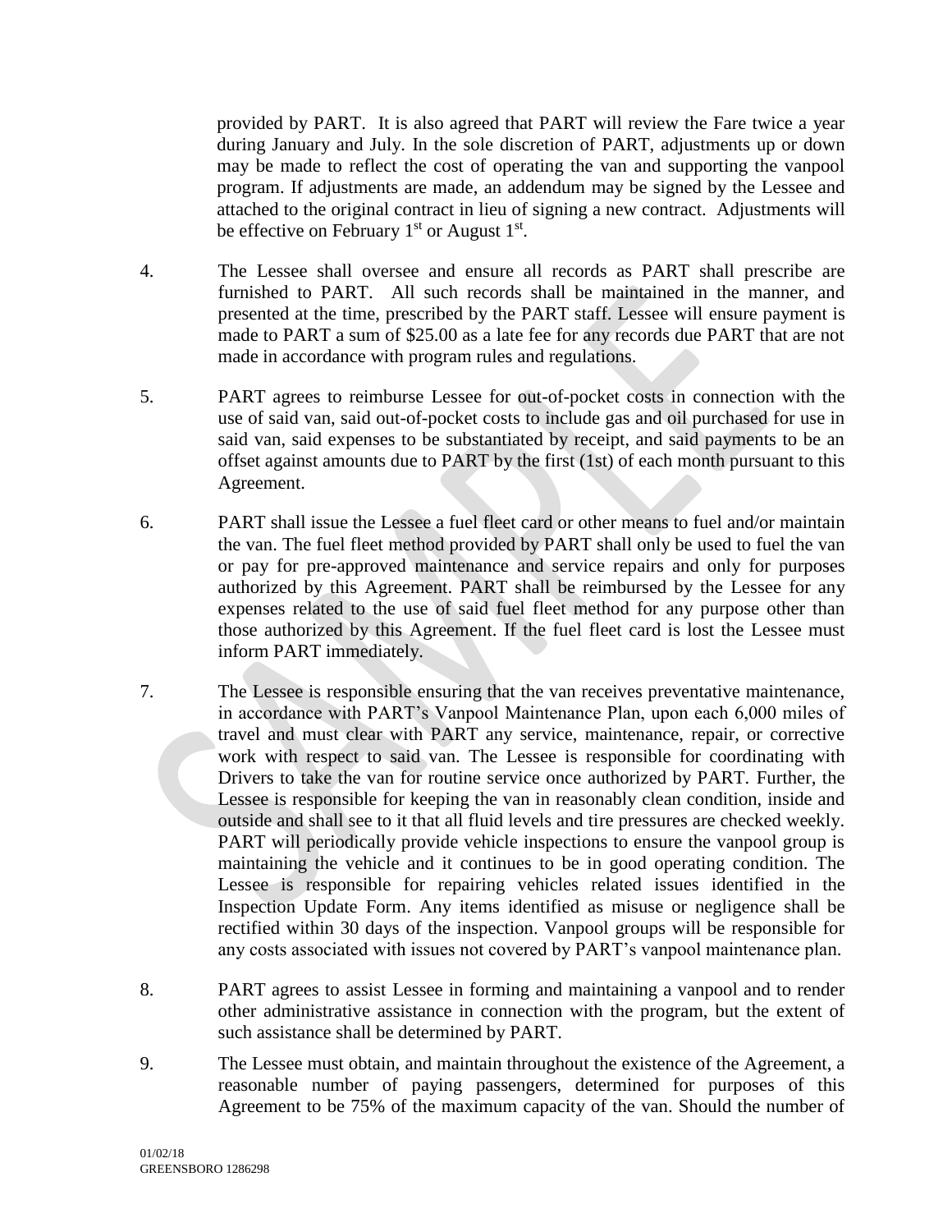provided by PART. It is also agreed that PART will review the Fare twice a year during January and July. In the sole discretion of PART, adjustments up or down may be made to reflect the cost of operating the van and supporting the vanpool program. If adjustments are made, an addendum may be signed by the Lessee and attached to the original contract in lieu of signing a new contract. Adjustments will be effective on February 1st or August 1st.

4. The Lessee shall oversee and ensure all records as PART shall prescribe are furnished to PART. All such records shall be maintained in the manner, and presented at the time, prescribed by the PART staff. Lessee will ensure payment is made to PART a sum of $25.00 as a late fee for any records due PART that are not made in accordance with program rules and regulations.

5. PART agrees to reimburse Lessee for out-of-pocket costs in connection with the use of said van, said out-of-pocket costs to include gas and oil purchased for use in said van, said expenses to be substantiated by receipt, and said payments to be an offset against amounts due to PART by the first (1st) of each month pursuant to this Agreement.

6. PART shall issue the Lessee a fuel fleet card or other means to fuel and/or maintain the van. The fuel fleet method provided by PART shall only be used to fuel the van or pay for pre-approved maintenance and service repairs and only for purposes authorized by this Agreement. PART shall be reimbursed by the Lessee for any expenses related to the use of said fuel fleet method for any purpose other than those authorized by this Agreement. If the fuel fleet card is lost the Lessee must inform PART immediately.

7. The Lessee is responsible ensuring that the van receives preventative maintenance, in accordance with PART's Vanpool Maintenance Plan, upon each 6,000 miles of travel and must clear with PART any service, maintenance, repair, or corrective work with respect to said van. The Lessee is responsible for coordinating with Drivers to take the van for routine service once authorized by PART. Further, the Lessee is responsible for keeping the van in reasonably clean condition, inside and outside and shall see to it that all fluid levels and tire pressures are checked weekly. PART will periodically provide vehicle inspections to ensure the vanpool group is maintaining the vehicle and it continues to be in good operating condition. The Lessee is responsible for repairing vehicles related issues identified in the Inspection Update Form. Any items identified as misuse or negligence shall be rectified within 30 days of the inspection. Vanpool groups will be responsible for any costs associated with issues not covered by PART's vanpool maintenance plan.

8. PART agrees to assist Lessee in forming and maintaining a vanpool and to render other administrative assistance in connection with the program, but the extent of such assistance shall be determined by PART.

9. The Lessee must obtain, and maintain throughout the existence of the Agreement, a reasonable number of paying passengers, determined for purposes of this Agreement to be 75% of the maximum capacity of the van. Should the number of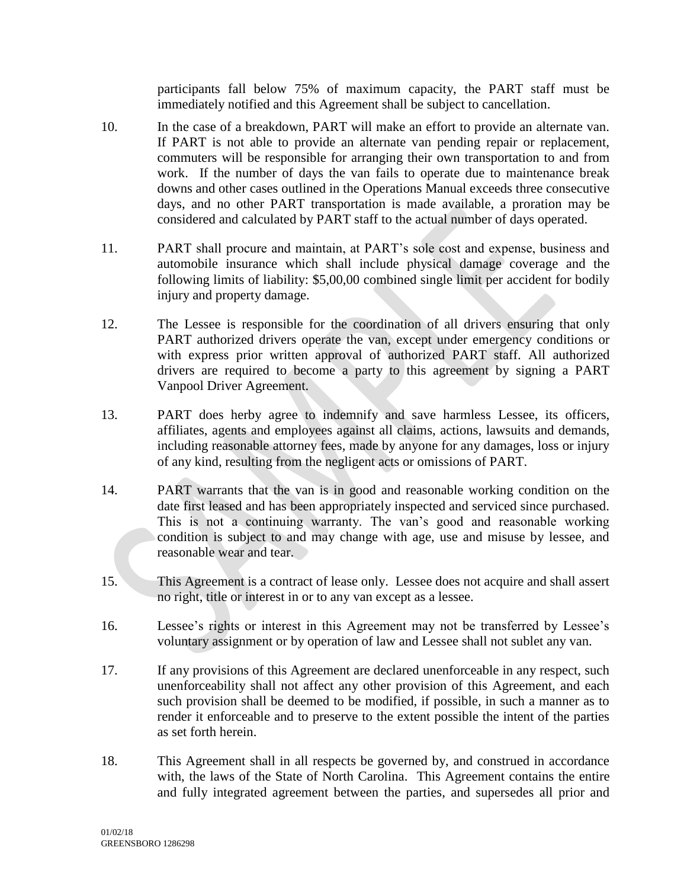participants fall below 75% of maximum capacity, the PART staff must be immediately notified and this Agreement shall be subject to cancellation.

10. In the case of a breakdown, PART will make an effort to provide an alternate van. If PART is not able to provide an alternate van pending repair or replacement, commuters will be responsible for arranging their own transportation to and from work. If the number of days the van fails to operate due to maintenance break downs and other cases outlined in the Operations Manual exceeds three consecutive days, and no other PART transportation is made available, a proration may be considered and calculated by PART staff to the actual number of days operated.

11. PART shall procure and maintain, at PART's sole cost and expense, business and automobile insurance which shall include physical damage coverage and the following limits of liability: $5,00,00 combined single limit per accident for bodily injury and property damage.

12. The Lessee is responsible for the coordination of all drivers ensuring that only PART authorized drivers operate the van, except under emergency conditions or with express prior written approval of authorized PART staff. All authorized drivers are required to become a party to this agreement by signing a PART Vanpool Driver Agreement.

13. PART does herby agree to indemnify and save harmless Lessee, its officers, affiliates, agents and employees against all claims, actions, lawsuits and demands, including reasonable attorney fees, made by anyone for any damages, loss or injury of any kind, resulting from the negligent acts or omissions of PART.

14. PART warrants that the van is in good and reasonable working condition on the date first leased and has been appropriately inspected and serviced since purchased. This is not a continuing warranty. The van's good and reasonable working condition is subject to and may change with age, use and misuse by lessee, and reasonable wear and tear.

15. This Agreement is a contract of lease only. Lessee does not acquire and shall assert no right, title or interest in or to any van except as a lessee.

16. Lessee's rights or interest in this Agreement may not be transferred by Lessee's voluntary assignment or by operation of law and Lessee shall not sublet any van.

17. If any provisions of this Agreement are declared unenforceable in any respect, such unenforceability shall not affect any other provision of this Agreement, and each such provision shall be deemed to be modified, if possible, in such a manner as to render it enforceable and to preserve to the extent possible the intent of the parties as set forth herein.

18. This Agreement shall in all respects be governed by, and construed in accordance with, the laws of the State of North Carolina. This Agreement contains the entire and fully integrated agreement between the parties, and supersedes all prior and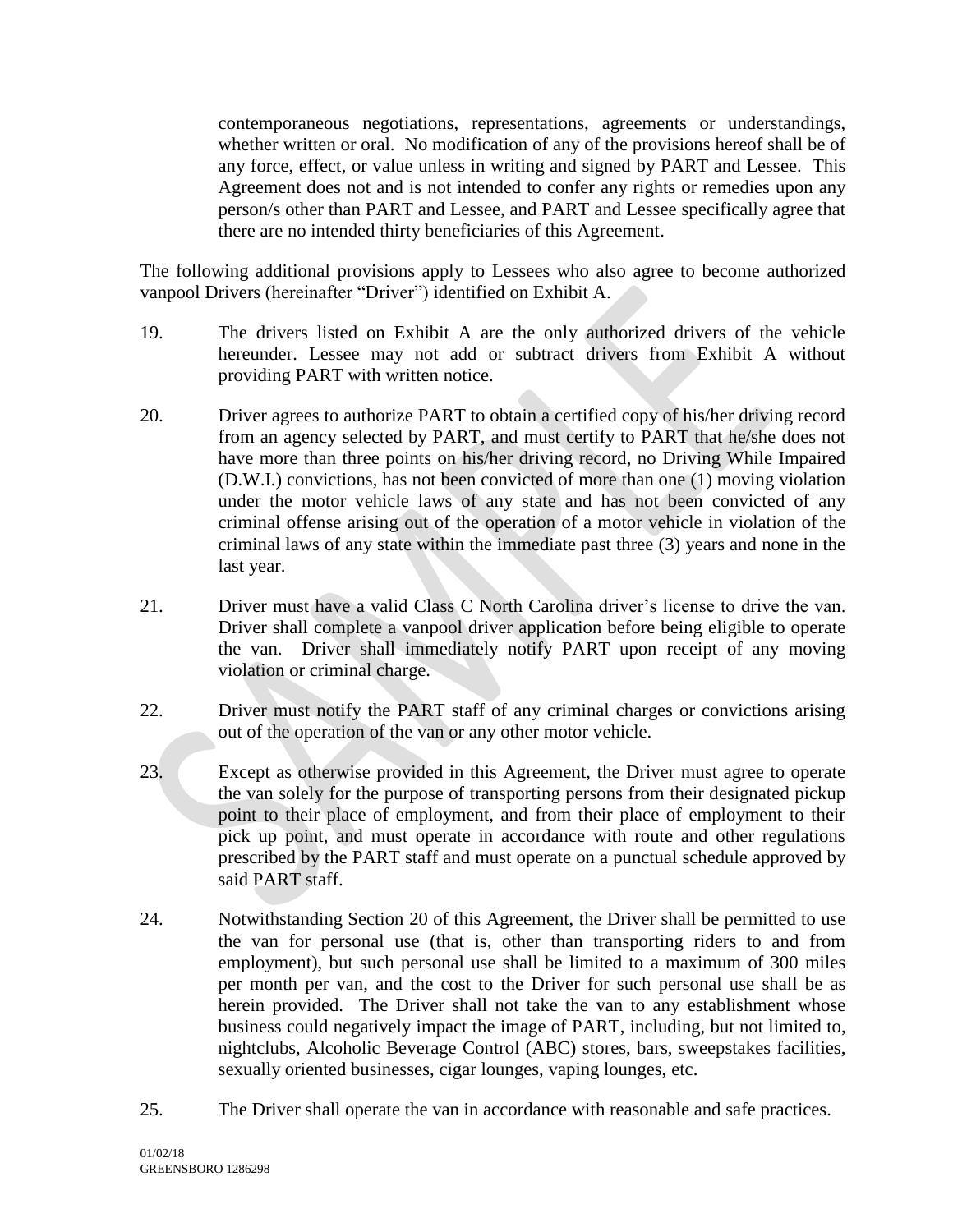contemporaneous negotiations, representations, agreements or understandings, whether written or oral. No modification of any of the provisions hereof shall be of any force, effect, or value unless in writing and signed by PART and Lessee. This Agreement does not and is not intended to confer any rights or remedies upon any person/s other than PART and Lessee, and PART and Lessee specifically agree that there are no intended thirty beneficiaries of this Agreement.

The following additional provisions apply to Lessees who also agree to become authorized vanpool Drivers (hereinafter "Driver") identified on Exhibit A.

19. The drivers listed on Exhibit A are the only authorized drivers of the vehicle hereunder. Lessee may not add or subtract drivers from Exhibit A without providing PART with written notice.

20. Driver agrees to authorize PART to obtain a certified copy of his/her driving record from an agency selected by PART, and must certify to PART that he/she does not have more than three points on his/her driving record, no Driving While Impaired (D.W.I.) convictions, has not been convicted of more than one (1) moving violation under the motor vehicle laws of any state and has not been convicted of any criminal offense arising out of the operation of a motor vehicle in violation of the criminal laws of any state within the immediate past three (3) years and none in the last year.

21. Driver must have a valid Class C North Carolina driver's license to drive the van. Driver shall complete a vanpool driver application before being eligible to operate the van. Driver shall immediately notify PART upon receipt of any moving violation or criminal charge.

22. Driver must notify the PART staff of any criminal charges or convictions arising out of the operation of the van or any other motor vehicle.

23. Except as otherwise provided in this Agreement, the Driver must agree to operate the van solely for the purpose of transporting persons from their designated pickup point to their place of employment, and from their place of employment to their pick up point, and must operate in accordance with route and other regulations prescribed by the PART staff and must operate on a punctual schedule approved by said PART staff.

24. Notwithstanding Section 20 of this Agreement, the Driver shall be permitted to use the van for personal use (that is, other than transporting riders to and from employment), but such personal use shall be limited to a maximum of 300 miles per month per van, and the cost to the Driver for such personal use shall be as herein provided. The Driver shall not take the van to any establishment whose business could negatively impact the image of PART, including, but not limited to, nightclubs, Alcoholic Beverage Control (ABC) stores, bars, sweepstakes facilities, sexually oriented businesses, cigar lounges, vaping lounges, etc.

25. The Driver shall operate the van in accordance with reasonable and safe practices.

01/02/18
GREENSBORO 1286298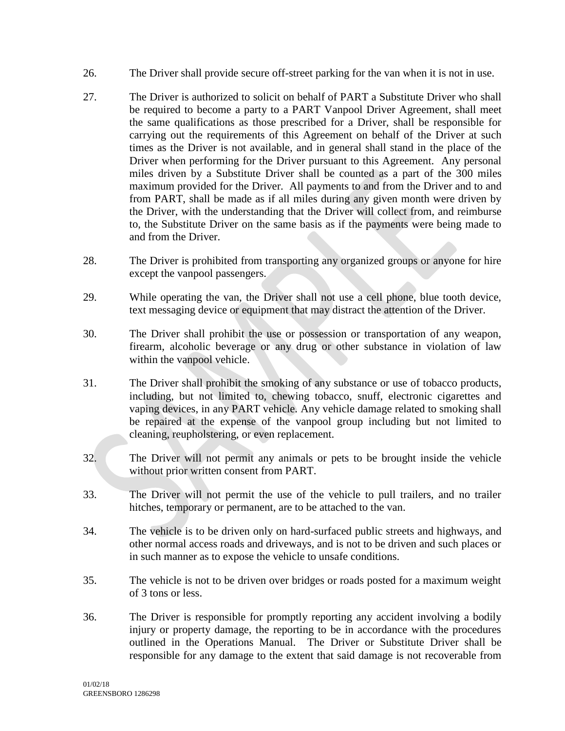26. The Driver shall provide secure off-street parking for the van when it is not in use.

27. The Driver is authorized to solicit on behalf of PART a Substitute Driver who shall be required to become a party to a PART Vanpool Driver Agreement, shall meet the same qualifications as those prescribed for a Driver, shall be responsible for carrying out the requirements of this Agreement on behalf of the Driver at such times as the Driver is not available, and in general shall stand in the place of the Driver when performing for the Driver pursuant to this Agreement. Any personal miles driven by a Substitute Driver shall be counted as a part of the 300 miles maximum provided for the Driver. All payments to and from the Driver and to and from PART, shall be made as if all miles during any given month were driven by the Driver, with the understanding that the Driver will collect from, and reimburse to, the Substitute Driver on the same basis as if the payments were being made to and from the Driver.

28. The Driver is prohibited from transporting any organized groups or anyone for hire except the vanpool passengers.

29. While operating the van, the Driver shall not use a cell phone, blue tooth device, text messaging device or equipment that may distract the attention of the Driver.

30. The Driver shall prohibit the use or possession or transportation of any weapon, firearm, alcoholic beverage or any drug or other substance in violation of law within the vanpool vehicle.

31. The Driver shall prohibit the smoking of any substance or use of tobacco products, including, but not limited to, chewing tobacco, snuff, electronic cigarettes and vaping devices, in any PART vehicle. Any vehicle damage related to smoking shall be repaired at the expense of the vanpool group including but not limited to cleaning, reupholstering, or even replacement.

32. The Driver will not permit any animals or pets to be brought inside the vehicle without prior written consent from PART.

33. The Driver will not permit the use of the vehicle to pull trailers, and no trailer hitches, temporary or permanent, are to be attached to the van.

34. The vehicle is to be driven only on hard-surfaced public streets and highways, and other normal access roads and driveways, and is not to be driven and such places or in such manner as to expose the vehicle to unsafe conditions.

35. The vehicle is not to be driven over bridges or roads posted for a maximum weight of 3 tons or less.

36. The Driver is responsible for promptly reporting any accident involving a bodily injury or property damage, the reporting to be in accordance with the procedures outlined in the Operations Manual. The Driver or Substitute Driver shall be responsible for any damage to the extent that said damage is not recoverable from

01/02/18
GREENSBORO 1286298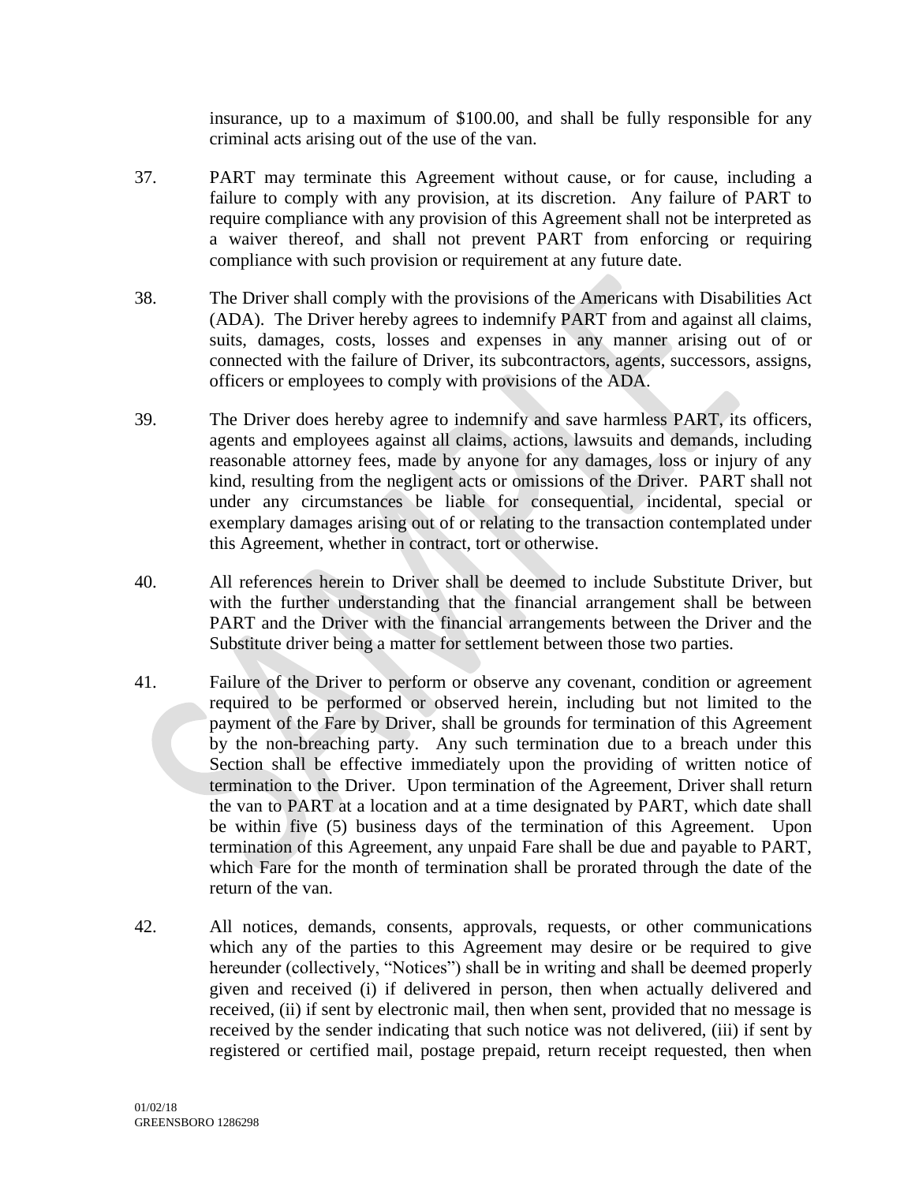insurance, up to a maximum of $100.00, and shall be fully responsible for any criminal acts arising out of the use of the van.

37. PART may terminate this Agreement without cause, or for cause, including a failure to comply with any provision, at its discretion. Any failure of PART to require compliance with any provision of this Agreement shall not be interpreted as a waiver thereof, and shall not prevent PART from enforcing or requiring compliance with such provision or requirement at any future date.

38. The Driver shall comply with the provisions of the Americans with Disabilities Act (ADA). The Driver hereby agrees to indemnify PART from and against all claims, suits, damages, costs, losses and expenses in any manner arising out of or connected with the failure of Driver, its subcontractors, agents, successors, assigns, officers or employees to comply with provisions of the ADA.

39. The Driver does hereby agree to indemnify and save harmless PART, its officers, agents and employees against all claims, actions, lawsuits and demands, including reasonable attorney fees, made by anyone for any damages, loss or injury of any kind, resulting from the negligent acts or omissions of the Driver. PART shall not under any circumstances be liable for consequential, incidental, special or exemplary damages arising out of or relating to the transaction contemplated under this Agreement, whether in contract, tort or otherwise.

40. All references herein to Driver shall be deemed to include Substitute Driver, but with the further understanding that the financial arrangement shall be between PART and the Driver with the financial arrangements between the Driver and the Substitute driver being a matter for settlement between those two parties.

41. Failure of the Driver to perform or observe any covenant, condition or agreement required to be performed or observed herein, including but not limited to the payment of the Fare by Driver, shall be grounds for termination of this Agreement by the non-breaching party. Any such termination due to a breach under this Section shall be effective immediately upon the providing of written notice of termination to the Driver. Upon termination of the Agreement, Driver shall return the van to PART at a location and at a time designated by PART, which date shall be within five (5) business days of the termination of this Agreement. Upon termination of this Agreement, any unpaid Fare shall be due and payable to PART, which Fare for the month of termination shall be prorated through the date of the return of the van.

42. All notices, demands, consents, approvals, requests, or other communications which any of the parties to this Agreement may desire or be required to give hereunder (collectively, "Notices") shall be in writing and shall be deemed properly given and received (i) if delivered in person, then when actually delivered and received, (ii) if sent by electronic mail, then when sent, provided that no message is received by the sender indicating that such notice was not delivered, (iii) if sent by registered or certified mail, postage prepaid, return receipt requested, then when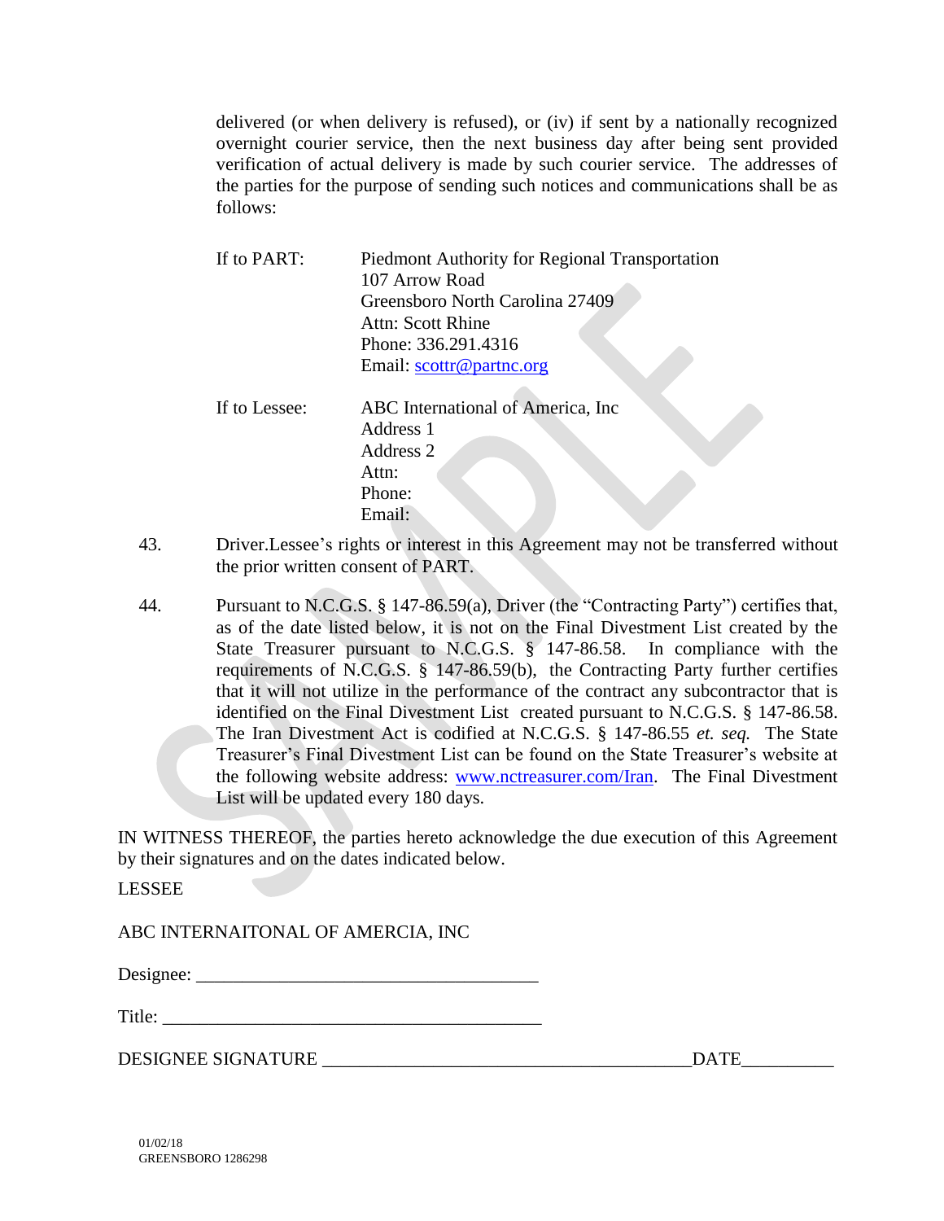delivered (or when delivery is refused), or (iv) if sent by a nationally recognized overnight courier service, then the next business day after being sent provided verification of actual delivery is made by such courier service. The addresses of the parties for the purpose of sending such notices and communications shall be as follows:

If to PART: Piedmont Authority for Regional Transportation
107 Arrow Road
Greensboro North Carolina 27409
Attn: Scott Rhine
Phone: 336.291.4316
Email: scottr@partnc.org

If to Lessee: ABC International of America, Inc
Address 1
Address 2
Attn:
Phone:
Email:

43. Driver.Lessee's rights or interest in this Agreement may not be transferred without the prior written consent of PART.

44. Pursuant to N.C.G.S. § 147-86.59(a), Driver (the "Contracting Party") certifies that, as of the date listed below, it is not on the Final Divestment List created by the State Treasurer pursuant to N.C.G.S. § 147-86.58. In compliance with the requirements of N.C.G.S. § 147-86.59(b), the Contracting Party further certifies that it will not utilize in the performance of the contract any subcontractor that is identified on the Final Divestment List created pursuant to N.C.G.S. § 147-86.58. The Iran Divestment Act is codified at N.C.G.S. § 147-86.55 *et. seq.* The State Treasurer's Final Divestment List can be found on the State Treasurer's website at the following website address: www.nctreasurer.com/Iran. The Final Divestment List will be updated every 180 days.

IN WITNESS THEREOF, the parties hereto acknowledge the due execution of this Agreement by their signatures and on the dates indicated below.

LESSEE

ABC INTERNAITONAL OF AMERCIA, INC

Designee: ____________________________________

Title: ________________________________________

DESIGNEE SIGNATURE ________________________________________DATE__________

01/02/18
GREENSBORO 1286298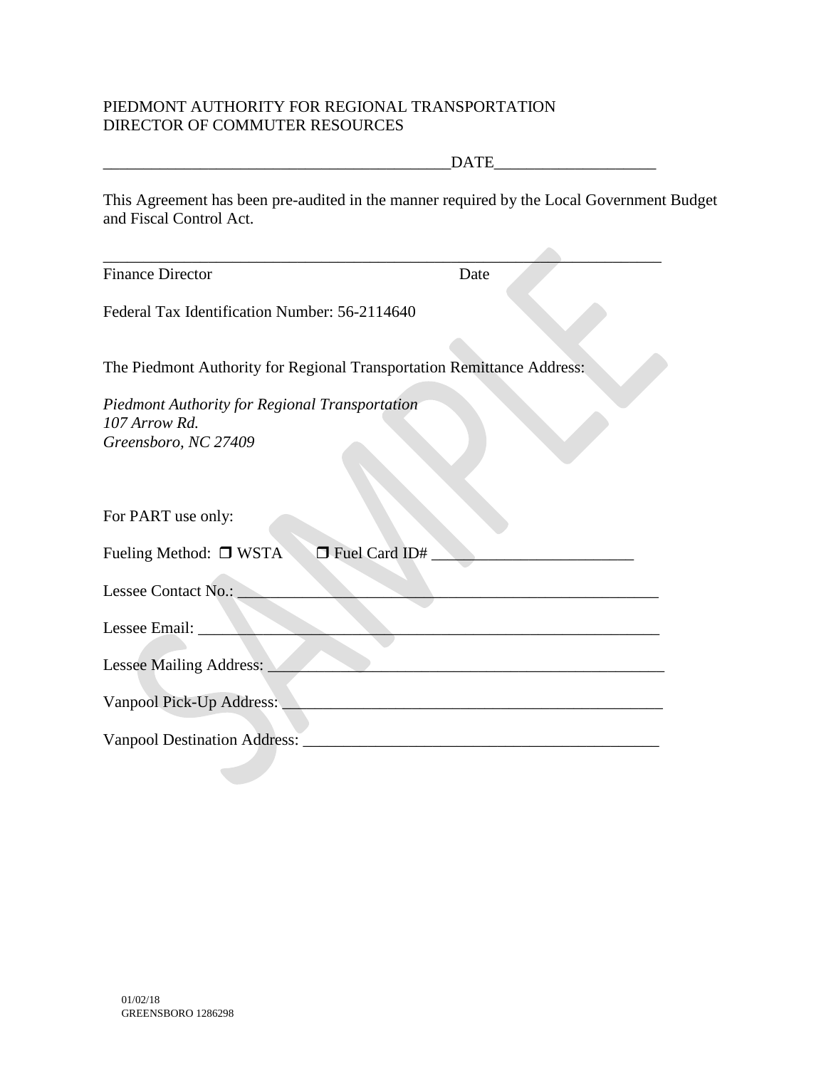PIEDMONT AUTHORITY FOR REGIONAL TRANSPORTATION
DIRECTOR OF COMMUTER RESOURCES

____________________________________________DATE____________________

This Agreement has been pre-audited in the manner required by the Local Government Budget and Fiscal Control Act.

_______________________________________________________________________
Finance Director Date

Federal Tax Identification Number: 56-2114640

The Piedmont Authority for Regional Transportation Remittance Address:

*Piedmont Authority for Regional Transportation*
*107 Arrow Rd.*
*Greensboro, NC 27409*

For PART use only:

Fueling Method: ❒ WSTA ❒ Fuel Card ID# _________________________

Lessee Contact No.: ______________________________________________________

Lessee Email: __________________________________________________________

Lessee Mailing Address: __________________________________________________

Vanpool Pick-Up Address: ________________________________________________

Vanpool Destination Address: _____________________________________________

01/02/18
GREENSBORO 1286298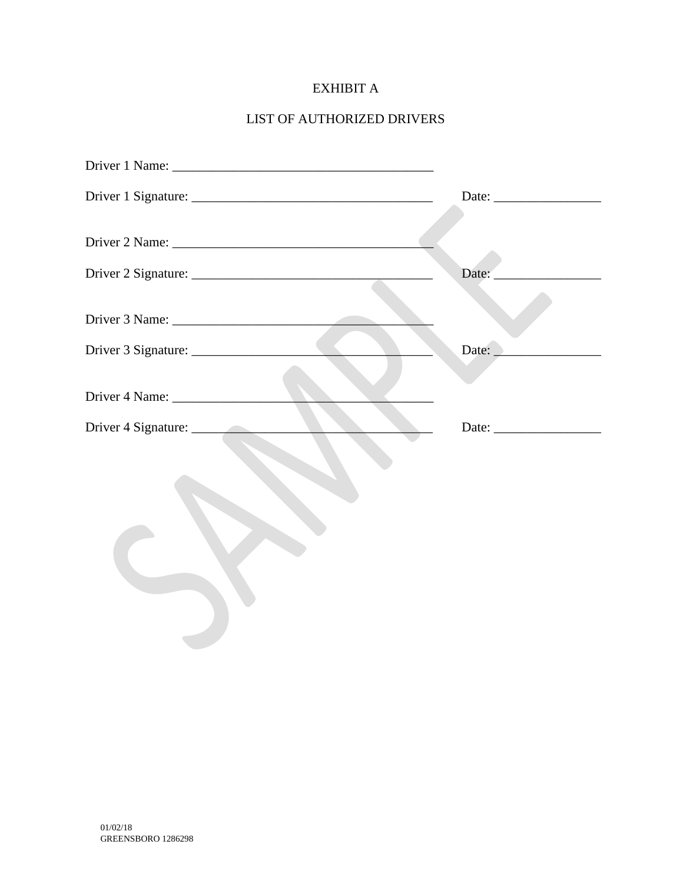# EXHIBIT A

## LIST OF AUTHORIZED DRIVERS

Driver 1 Name: _______________________________________

Driver 1 Signature: ____________________________________ Date: ________________

Driver 2 Name: _______________________________________

Driver 2 Signature: ____________________________________ Date: ________________

Driver 3 Name: _______________________________________

Driver 3 Signature: ____________________________________ Date: ________________

Driver 4 Name: _______________________________________

Driver 4 Signature: ____________________________________ Date: ________________

SAMPLE

01/02/18
GREENSBORO 1286298